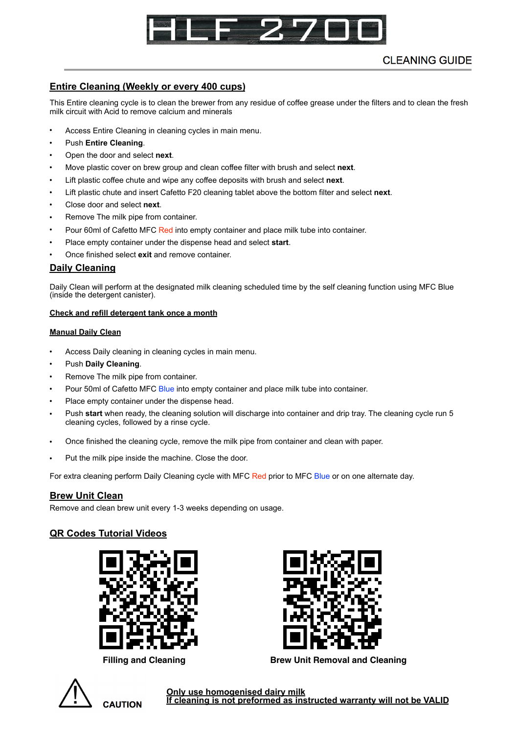# HLF 2700

CLEANING GUIDE

## Entire Cleaning (Weekly or every 400 cups)

This Entire cleaning cycle is to clean the brewer from any residue of coffee grease under the filters and to clean the fresh milk circuit with Acid to remove calcium and minerals

- Access Entire Cleaning in cleaning cycles in main menu.
- Push **Entire Cleaning**.
- Open the door and select **next**.
- Move plastic cover on brew group and clean coffee filter with brush and select **next**.
- Lift plastic coffee chute and wipe any coffee deposits with brush and select **next**.
- Lift plastic chute and insert Cafetto F20 cleaning tablet above the bottom filter and select **next**.
- Close door and select **next**.
- Remove The milk pipe from container.
- Pour 60ml of Cafetto MFC Red into empty container and place milk tube into container.
- Place empty container under the dispense head and select **start**.
- Once finished select **exit** and remove container.

## Daily Cleaning

Daily Clean will perform at the designated milk cleaning scheduled time by the self cleaning function using MFC Blue (inside the detergent canister).

**Check and refill detergent tank once a month**

**Manual Daily Clean**

- Access Daily cleaning in cleaning cycles in main menu.
- Push **Daily Cleaning**.
- Remove The milk pipe from container.
- Pour 50ml of Cafetto MFC Blue into empty container and place milk tube into container.
- Place empty container under the dispense head.
- Push **start** when ready, the cleaning solution will discharge into container and drip tray. The cleaning cycle run 5 cleaning cycles, followed by a rinse cycle.
- Once finished the cleaning cycle, remove the milk pipe from container and clean with paper.
- Put the milk pipe inside the machine. Close the door.

For extra cleaning perform Daily Cleaning cycle with MFC Red prior to MFC Blue or on one alternate day.

## Brew Unit Clean

Remove and clean brew unit every 1-3 weeks depending on usage.

## QR Codes Tutorial Videos

**Filling and Cleaning**

**Brew Unit Removal and Cleaning**

**CAUTION**

**Only use homogenised dairy milk**
**If cleaning is not preformed as instructed warranty will not be VALID**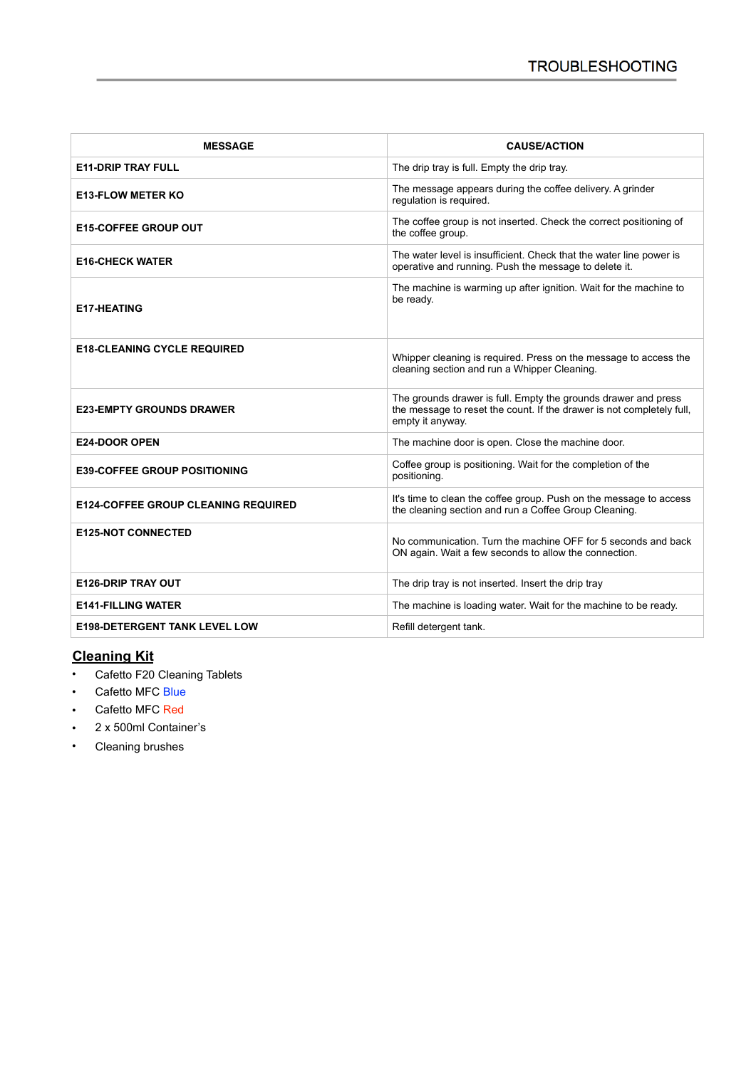| MESSAGE | CAUSE/ACTION |
| --- | --- |
| **E11-DRIP TRAY FULL** | The drip tray is full. Empty the drip tray. |
| **E13-FLOW METER KO** | The message appears during the coffee delivery. A grinder regulation is required. |
| **E15-COFFEE GROUP OUT** | The coffee group is not inserted. Check the correct positioning of the coffee group. |
| **E16-CHECK WATER** | The water level is insufficient. Check that the water line power is operative and running. Push the message to delete it. |
| **E17-HEATING** | The machine is warming up after ignition. Wait for the machine to be ready. |
| **E18-CLEANING CYCLE REQUIRED** | Whipper cleaning is required. Press on the message to access the cleaning section and run a Whipper Cleaning. |
| **E23-EMPTY GROUNDS DRAWER** | The grounds drawer is full. Empty the grounds drawer and press the message to reset the count. If the drawer is not completely full, empty it anyway. |
| **E24-DOOR OPEN** | The machine door is open. Close the machine door. |
| **E39-COFFEE GROUP POSITIONING** | Coffee group is positioning. Wait for the completion of the positioning. |
| **E124-COFFEE GROUP CLEANING REQUIRED** | It's time to clean the coffee group. Push on the message to access the cleaning section and run a Coffee Group Cleaning. |
| **E125-NOT CONNECTED** | No communication. Turn the machine OFF for 5 seconds and back ON again. Wait a few seconds to allow the connection. |
| **E126-DRIP TRAY OUT** | The drip tray is not inserted. Insert the drip tray |
| **E141-FILLING WATER** | The machine is loading water. Wait for the machine to be ready. |
| **E198-DETERGENT TANK LEVEL LOW** | Refill detergent tank. |

## Cleaning Kit

- Cafetto F20 Cleaning Tablets
- Cafetto MFC Blue
- Cafetto MFC Red
- 2 x 500ml Container's
- Cleaning brushes